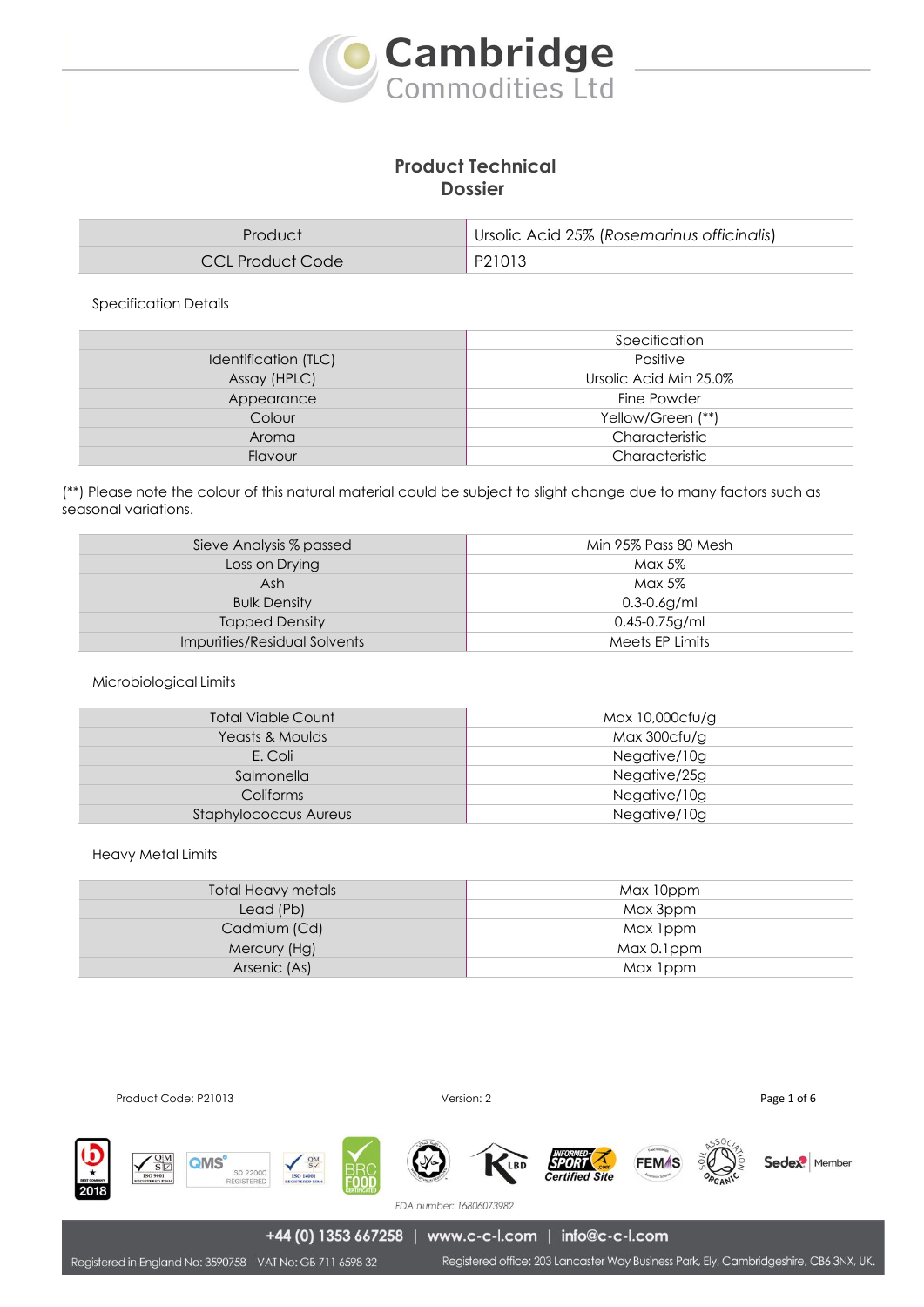# Cambridge Commodities Ltd

## Product Technical Dossier

| Product | Ursolic Acid 25% (*Rosemarinus officinalis*) |
| --- | --- |
| CCL Product Code | P21013 |

Specification Details

| | Specification |
| --- | --- |
| Identification (TLC) | Positive |
| Assay (HPLC) | Ursolic Acid Min 25.0% |
| Appearance | Fine Powder |
| Colour | Yellow/Green (**) |
| Aroma | Characteristic |
| Flavour | Characteristic |

(**) Please note the colour of this natural material could be subject to slight change due to many factors such as seasonal variations.

| | |
| --- | --- |
| Sieve Analysis % passed | Min 95% Pass 80 Mesh |
| Loss on Drying | Max 5% |
| Ash | Max 5% |
| Bulk Density | 0.3-0.6g/ml |
| Tapped Density | 0.45-0.75g/ml |
| Impurities/Residual Solvents | Meets EP Limits |

Microbiological Limits

| | |
| --- | --- |
| Total Viable Count | Max 10,000cfu/g |
| Yeasts & Moulds | Max 300cfu/g |
| E. Coli | Negative/10g |
| Salmonella | Negative/25g |
| Coliforms | Negative/10g |
| Staphylococcus Aureus | Negative/10g |

Heavy Metal Limits

| | |
| --- | --- |
| Total Heavy metals | Max 10ppm |
| Lead (Pb) | Max 3ppm |
| Cadmium (Cd) | Max 1ppm |
| Mercury (Hg) | Max 0.1ppm |
| Arsenic (As) | Max 1ppm |

Product Code: P21013 Version: 2

FDA number: 16806073982

+44 (0) 1353 667258 | www.c-c-l.com | info@c-c-l.com

Registered in England No: 3590758 VAT No: GB 711 6598 32 Registered office: 203 Lancaster Way Business Park, Ely, Cambridgeshire, CB6 3NX, UK.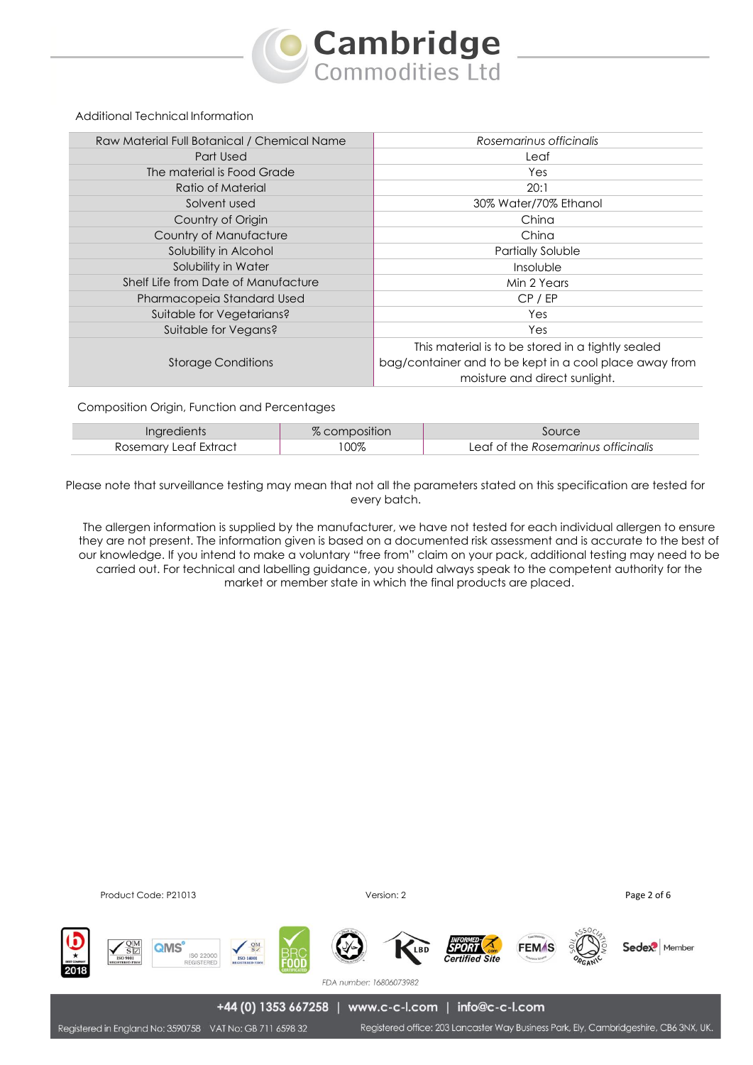Additional Technical Information

| Raw Material Full Botanical / Chemical Name | *Rosemarinus officinalis* |
|---|---|
| Part Used | Leaf |
| The material is Food Grade | Yes |
| Ratio of Material | 20:1 |
| Solvent used | 30% Water/70% Ethanol |
| Country of Origin | China |
| Country of Manufacture | China |
| Solubility in Alcohol | Partially Soluble |
| Solubility in Water | Insoluble |
| Shelf Life from Date of Manufacture | Min 2 Years |
| Pharmacopeia Standard Used | CP / EP |
| Suitable for Vegetarians? | Yes |
| Suitable for Vegans? | Yes |
| Storage Conditions | This material is to be stored in a tightly sealed bag/container and to be kept in a cool place away from moisture and direct sunlight. |

Composition Origin, Function and Percentages

| Ingredients | % composition | Source |
|---|---|---|
| Rosemary Leaf Extract | 100% | Leaf of the *Rosemarinus officinalis* |

Please note that surveillance testing may mean that not all the parameters stated on this specification are tested for every batch.

The allergen information is supplied by the manufacturer, we have not tested for each individual allergen to ensure they are not present. The information given is based on a documented risk assessment and is accurate to the best of our knowledge. If you intend to make a voluntary "free from" claim on your pack, additional testing may need to be carried out. For technical and labelling guidance, you should always speak to the competent authority for the market or member state in which the final products are placed.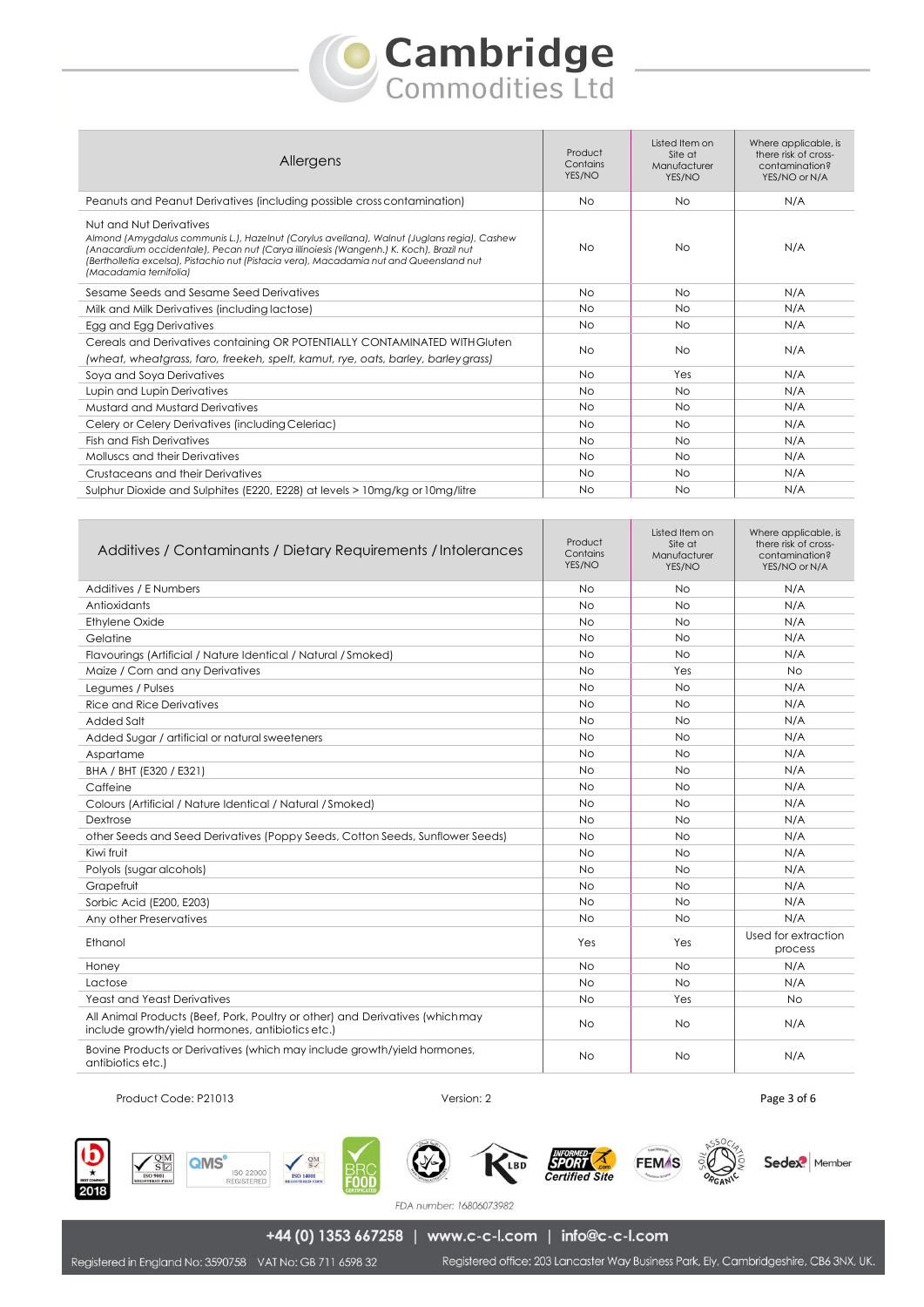| Allergens | Product Contains YES/NO | Listed Item on Site at Manufacturer YES/NO | Where applicable, is there risk of cross-contamination? YES/NO or N/A |
|---|---|---|---|
| Peanuts and Peanut Derivatives (including possible cross contamination) | No | No | N/A |
| Nut and Nut Derivatives *Almond (Amygdalus communis L.), Hazelnut (Corylus avellana), Walnut (Juglans regia), Cashew (Anacardium occidentale), Pecan nut (Carya illinoiesis (Wangenh.) K. Koch), Brazil nut (Bertholletia excelsa), Pistachio nut (Pistacia vera), Macadamia nut and Queensland nut (Macadamia ternifolia)* | No | No | N/A |
| Sesame Seeds and Sesame Seed Derivatives | No | No | N/A |
| Milk and Milk Derivatives (including lactose) | No | No | N/A |
| Egg and Egg Derivatives | No | No | N/A |
| Cereals and Derivatives containing OR POTENTIALLY CONTAMINATED WITH Gluten *(wheat, wheatgrass, faro, freekeh, spelt, kamut, rye, oats, barley, barley grass)* | No | No | N/A |
| Soya and Soya Derivatives | No | Yes | N/A |
| Lupin and Lupin Derivatives | No | No | N/A |
| Mustard and Mustard Derivatives | No | No | N/A |
| Celery or Celery Derivatives (including Celeriac) | No | No | N/A |
| Fish and Fish Derivatives | No | No | N/A |
| Molluscs and their Derivatives | No | No | N/A |
| Crustaceans and their Derivatives | No | No | N/A |
| Sulphur Dioxide and Sulphites (E220, E228) at levels > 10mg/kg or 10mg/litre | No | No | N/A |

| Additives / Contaminants / Dietary Requirements / Intolerances | Product Contains YES/NO | Listed Item on Site at Manufacturer YES/NO | Where applicable, is there risk of cross-contamination? YES/NO or N/A |
|---|---|---|---|
| Additives / E Numbers | No | No | N/A |
| Antioxidants | No | No | N/A |
| Ethylene Oxide | No | No | N/A |
| Gelatine | No | No | N/A |
| Flavourings (Artificial / Nature Identical / Natural / Smoked) | No | No | N/A |
| Maize / Corn and any Derivatives | No | Yes | No |
| Legumes / Pulses | No | No | N/A |
| Rice and Rice Derivatives | No | No | N/A |
| Added Salt | No | No | N/A |
| Added Sugar / artificial or natural sweeteners | No | No | N/A |
| Aspartame | No | No | N/A |
| BHA / BHT (E320 / E321) | No | No | N/A |
| Caffeine | No | No | N/A |
| Colours (Artificial / Nature Identical / Natural / Smoked) | No | No | N/A |
| Dextrose | No | No | N/A |
| other Seeds and Seed Derivatives (Poppy Seeds, Cotton Seeds, Sunflower Seeds) | No | No | N/A |
| Kiwi fruit | No | No | N/A |
| Polyols (sugar alcohols) | No | No | N/A |
| Grapefruit | No | No | N/A |
| Sorbic Acid (E200, E203) | No | No | N/A |
| Any other Preservatives | No | No | N/A |
| Ethanol | Yes | Yes | Used for extraction process |
| Honey | No | No | N/A |
| Lactose | No | No | N/A |
| Yeast and Yeast Derivatives | No | Yes | No |
| All Animal Products (Beef, Pork, Poultry or other) and Derivatives (which may include growth/yield hormones, antibiotics etc.) | No | No | N/A |
| Bovine Products or Derivatives (which may include growth/yield hormones, antibiotics etc.) | No | No | N/A |

Product Code: P21013 Version: 2

FDA number: 16806073982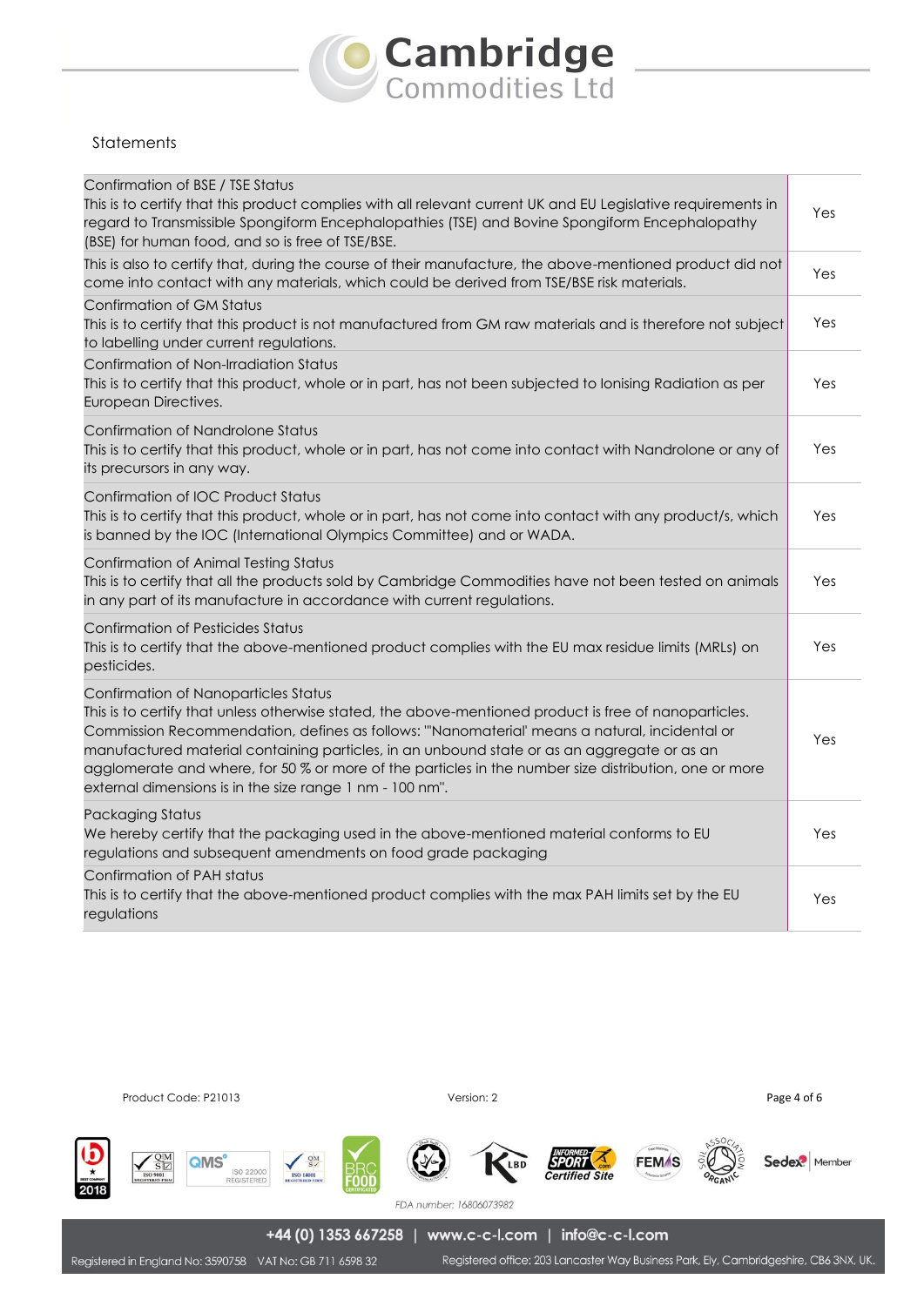## Statements

| Statement | |
|---|---|
| Confirmation of BSE / TSE Status<br>This is to certify that this product complies with all relevant current UK and EU Legislative requirements in regard to Transmissible Spongiform Encephalopathies (TSE) and Bovine Spongiform Encephalopathy (BSE) for human food, and so is free of TSE/BSE. | Yes |
| This is also to certify that, during the course of their manufacture, the above-mentioned product did not come into contact with any materials, which could be derived from TSE/BSE risk materials. | Yes |
| Confirmation of GM Status<br>This is to certify that this product is not manufactured from GM raw materials and is therefore not subject to labelling under current regulations. | Yes |
| Confirmation of Non-Irradiation Status<br>This is to certify that this product, whole or in part, has not been subjected to Ionising Radiation as per European Directives. | Yes |
| Confirmation of Nandrolone Status<br>This is to certify that this product, whole or in part, has not come into contact with Nandrolone or any of its precursors in any way. | Yes |
| Confirmation of IOC Product Status<br>This is to certify that this product, whole or in part, has not come into contact with any product/s, which is banned by the IOC (International Olympics Committee) and or WADA. | Yes |
| Confirmation of Animal Testing Status<br>This is to certify that all the products sold by Cambridge Commodities have not been tested on animals in any part of its manufacture in accordance with current regulations. | Yes |
| Confirmation of Pesticides Status<br>This is to certify that the above-mentioned product complies with the EU max residue limits (MRLs) on pesticides. | Yes |
| Confirmation of Nanoparticles Status<br>This is to certify that unless otherwise stated, the above-mentioned product is free of nanoparticles. Commission Recommendation, defines as follows: "'Nanomaterial' means a natural, incidental or manufactured material containing particles, in an unbound state or as an aggregate or as an agglomerate and where, for 50 % or more of the particles in the number size distribution, one or more external dimensions is in the size range 1 nm - 100 nm". | Yes |
| Packaging Status<br>We hereby certify that the packaging used in the above-mentioned material conforms to EU regulations and subsequent amendments on food grade packaging | Yes |
| Confirmation of PAH status<br>This is to certify that the above-mentioned product complies with the max PAH limits set by the EU regulations | Yes |

Product Code: P21013 Version: 2

FDA number: 16806073982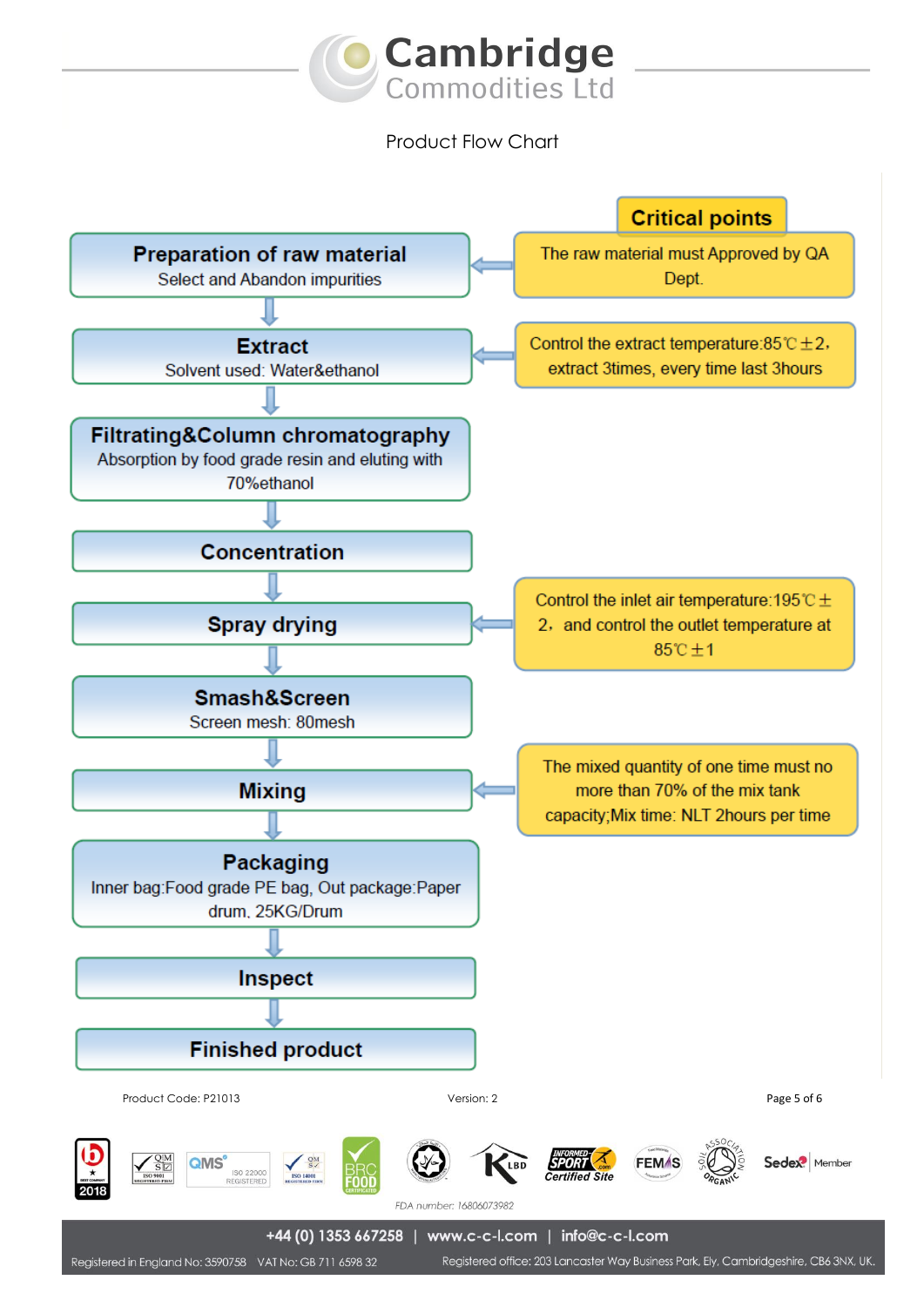## Product Flow Chart

| Process step | Critical points |
| --- | --- |
| **Preparation of raw material** Select and Abandon impurities | The raw material must Approved by QA Dept. |
| **Extract** Solvent used: Water&ethanol | Control the extract temperature:85℃±2, extract 3times, every time last 3hours |
| **Filtrating&Column chromatography** Absorption by food grade resin and eluting with 70%ethanol | |
| **Concentration** | |
| **Spray drying** | Control the inlet air temperature:195℃±2, and control the outlet temperature at 85℃±1 |
| **Smash&Screen** Screen mesh: 80mesh | |
| **Mixing** | The mixed quantity of one time must no more than 70% of the mix tank capacity;Mix time: NLT 2hours per time |
| **Packaging** Inner bag:Food grade PE bag, Out package:Paper drum, 25KG/Drum | |
| **Inspect** | |
| **Finished product** | |

Product Code: P21013

Version: 2

FDA number: 16806073982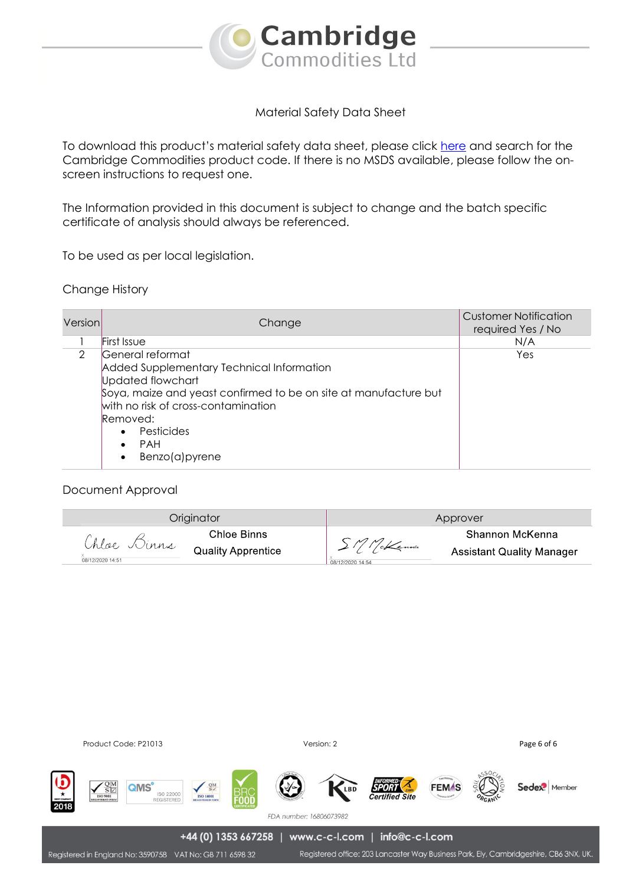## Material Safety Data Sheet

To download this product's material safety data sheet, please click here and search for the Cambridge Commodities product code. If there is no MSDS available, please follow the on-screen instructions to request one.

The Information provided in this document is subject to change and the batch specific certificate of analysis should always be referenced.

To be used as per local legislation.

### Change History

| Version | Change | Customer Notification required Yes / No |
|---|---|---|
| 1 | First Issue | N/A |
| 2 | General reformat<br>Added Supplementary Technical Information<br>Updated flowchart<br>Soya, maize and yeast confirmed to be on site at manufacture but with no risk of cross-contamination<br>Removed:<br>• Pesticides<br>• PAH<br>• Benzo(a)pyrene | Yes |

### Document Approval

| Originator | | Approver | |
|---|---|---|---|
| Chloe Binns<br>08/12/2020 14:51 | Chloe Binns<br>Quality Apprentice | S M McKenna<br>08/12/2020 14:54 | Shannon McKenna<br>Assistant Quality Manager |

Product Code: P21013 Version: 2

FDA number: 16806073982

+44 (0) 1353 667258 | www.c-c-l.com | info@c-c-l.com

Registered in England No: 3590758 VAT No: GB 711 6598 32 Registered office: 203 Lancaster Way Business Park, Ely, Cambridgeshire, CB6 3NX, UK.